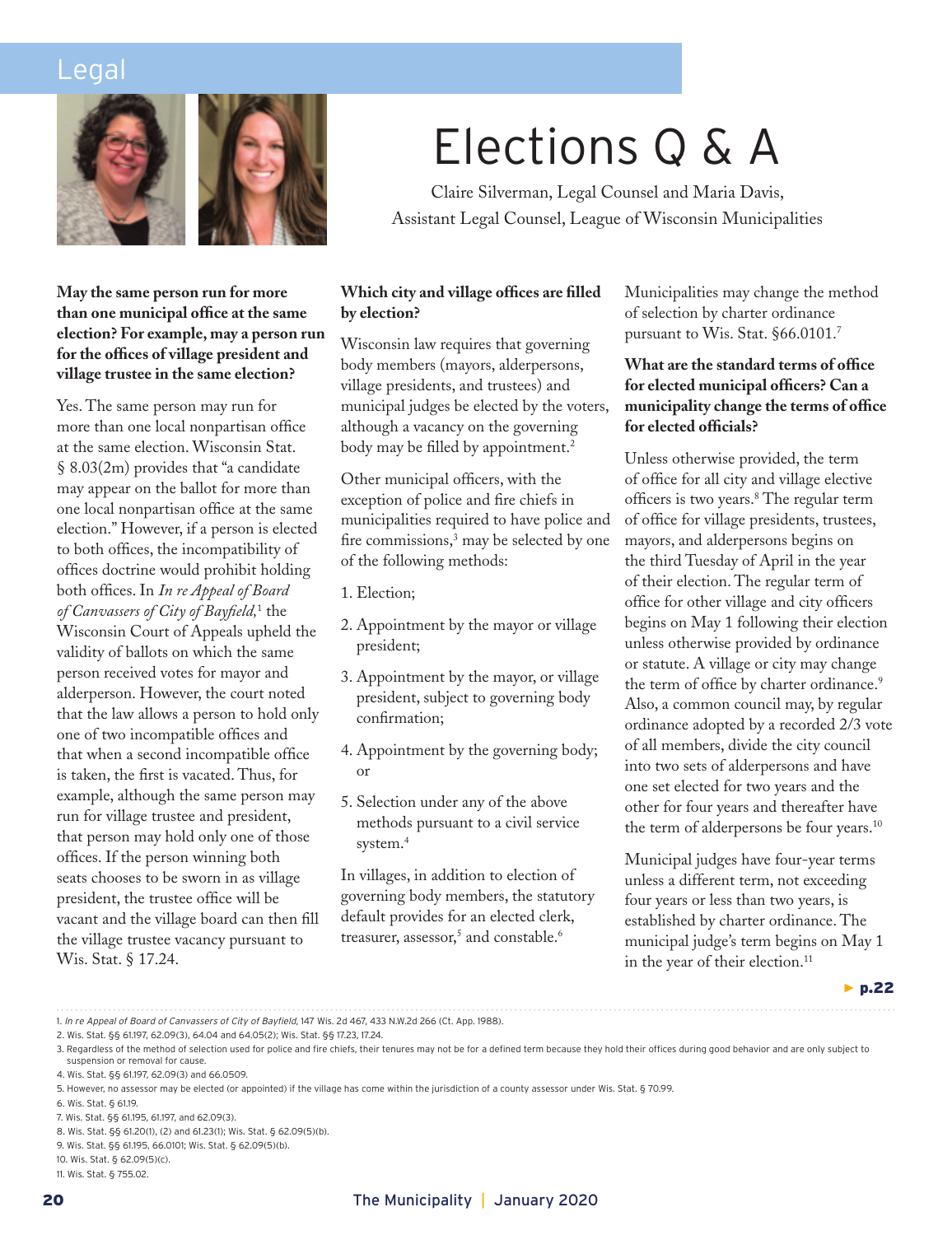Legal

# Elections Q & A

Claire Silverman, Legal Counsel and Maria Davis, Assistant Legal Counsel, League of Wisconsin Municipalities

**May the same person run for more than one municipal office at the same election? For example, may a person run for the offices of village president and village trustee in the same election?**

Yes. The same person may run for more than one local nonpartisan office at the same election. Wisconsin Stat. § 8.03(2m) provides that "a candidate may appear on the ballot for more than one local nonpartisan office at the same election." However, if a person is elected to both offices, the incompatibility of offices doctrine would prohibit holding both offices. In *In re Appeal of Board of Canvassers of City of Bayfield,*[1] the Wisconsin Court of Appeals upheld the validity of ballots on which the same person received votes for mayor and alderperson. However, the court noted that the law allows a person to hold only one of two incompatible offices and that when a second incompatible office is taken, the first is vacated. Thus, for example, although the same person may run for village trustee and president, that person may hold only one of those offices. If the person winning both seats chooses to be sworn in as village president, the trustee office will be vacant and the village board can then fill the village trustee vacancy pursuant to Wis. Stat. § 17.24.

**Which city and village offices are filled by election?**

Wisconsin law requires that governing body members (mayors, alderpersons, village presidents, and trustees) and municipal judges be elected by the voters, although a vacancy on the governing body may be filled by appointment.[2]

Other municipal officers, with the exception of police and fire chiefs in municipalities required to have police and fire commissions,[3] may be selected by one of the following methods:

1. Election;
2. Appointment by the mayor or village president;
3. Appointment by the mayor, or village president, subject to governing body confirmation;
4. Appointment by the governing body; or
5. Selection under any of the above methods pursuant to a civil service system.[4]

In villages, in addition to election of governing body members, the statutory default provides for an elected clerk, treasurer, assessor,[5] and constable.[6]

Municipalities may change the method of selection by charter ordinance pursuant to Wis. Stat. §66.0101.[7]

**What are the standard terms of office for elected municipal officers? Can a municipality change the terms of office for elected officials?**

Unless otherwise provided, the term of office for all city and village elective officers is two years.[8] The regular term of office for village presidents, trustees, mayors, and alderpersons begins on the third Tuesday of April in the year of their election. The regular term of office for other village and city officers begins on May 1 following their election unless otherwise provided by ordinance or statute. A village or city may change the term of office by charter ordinance.[9] Also, a common council may, by regular ordinance adopted by a recorded 2/3 vote of all members, divide the city council into two sets of alderpersons and have one set elected for two years and the other for four years and thereafter have the term of alderpersons be four years.[10]

Municipal judges have four-year terms unless a different term, not exceeding four years or less than two years, is established by charter ordinance. The municipal judge's term begins on May 1 in the year of their election.[11]

► p.22

1. *In re Appeal of Board of Canvassers of City of Bayfield*, 147 Wis. 2d 467, 433 N.W.2d 266 (Ct. App. 1988).
2. Wis. Stat. §§ 61.197, 62.09(3), 64.04 and 64.05(2); Wis. Stat. §§ 17.23, 17.24.
3. Regardless of the method of selection used for police and fire chiefs, their tenures may not be for a defined term because they hold their offices during good behavior and are only subject to suspension or removal for cause.
4. Wis. Stat. §§ 61.197, 62.09(3) and 66.0509.
5. However, no assessor may be elected (or appointed) if the village has come within the jurisdiction of a county assessor under Wis. Stat. § 70.99.
6. Wis. Stat. § 61.19.
7. Wis. Stat. §§ 61.195, 61.197, and 62.09(3).
8. Wis. Stat. §§ 61.20(1), (2) and 61.23(1); Wis. Stat. § 62.09(5)(b).
9. Wis. Stat. §§ 61.195, 66.0101; Wis. Stat. § 62.09(5)(b).
10. Wis. Stat. § 62.09(5)(c).
11. Wis. Stat. § 755.02.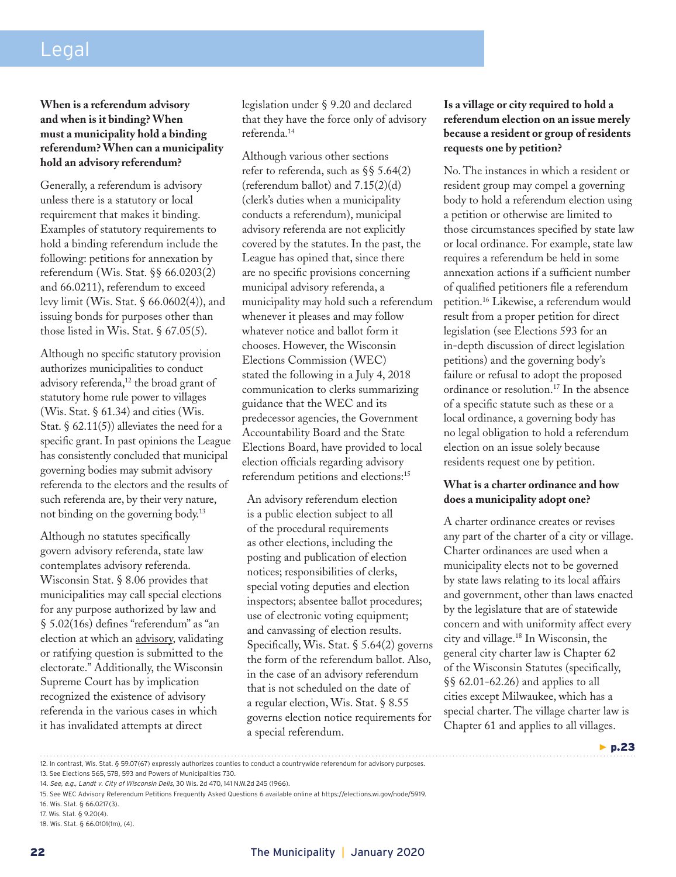## Legal

**When is a referendum advisory and when is it binding? When must a municipality hold a binding referendum? When can a municipality hold an advisory referendum?**

Generally, a referendum is advisory unless there is a statutory or local requirement that makes it binding. Examples of statutory requirements to hold a binding referendum include the following: petitions for annexation by referendum (Wis. Stat. §§ 66.0203(2) and 66.0211), referendum to exceed levy limit (Wis. Stat. § 66.0602(4)), and issuing bonds for purposes other than those listed in Wis. Stat. § 67.05(5).

Although no specific statutory provision authorizes municipalities to conduct advisory referenda,[12] the broad grant of statutory home rule power to villages (Wis. Stat. § 61.34) and cities (Wis. Stat. § 62.11(5)) alleviates the need for a specific grant. In past opinions the League has consistently concluded that municipal governing bodies may submit advisory referenda to the electors and the results of such referenda are, by their very nature, not binding on the governing body.[13]

Although no statutes specifically govern advisory referenda, state law contemplates advisory referenda. Wisconsin Stat. § 8.06 provides that municipalities may call special elections for any purpose authorized by law and § 5.02(16s) defines "referendum" as "an election at which an advisory, validating or ratifying question is submitted to the electorate." Additionally, the Wisconsin Supreme Court has by implication recognized the existence of advisory referenda in the various cases in which it has invalidated attempts at direct legislation under § 9.20 and declared that they have the force only of advisory referenda.[14]

Although various other sections refer to referenda, such as §§ 5.64(2) (referendum ballot) and 7.15(2)(d) (clerk's duties when a municipality conducts a referendum), municipal advisory referenda are not explicitly covered by the statutes. In the past, the League has opined that, since there are no specific provisions concerning municipal advisory referenda, a municipality may hold such a referendum whenever it pleases and may follow whatever notice and ballot form it chooses. However, the Wisconsin Elections Commission (WEC) stated the following in a July 4, 2018 communication to clerks summarizing guidance that the WEC and its predecessor agencies, the Government Accountability Board and the State Elections Board, have provided to local election officials regarding advisory referendum petitions and elections:[15]

> An advisory referendum election is a public election subject to all of the procedural requirements as other elections, including the posting and publication of election notices; responsibilities of clerks, special voting deputies and election inspectors; absentee ballot procedures; use of electronic voting equipment; and canvassing of election results. Specifically, Wis. Stat. § 5.64(2) governs the form of the referendum ballot. Also, in the case of an advisory referendum that is not scheduled on the date of a regular election, Wis. Stat. § 8.55 governs election notice requirements for a special referendum.

**Is a village or city required to hold a referendum election on an issue merely because a resident or group of residents requests one by petition?**

No. The instances in which a resident or resident group may compel a governing body to hold a referendum election using a petition or otherwise are limited to those circumstances specified by state law or local ordinance. For example, state law requires a referendum be held in some annexation actions if a sufficient number of qualified petitioners file a referendum petition.[16] Likewise, a referendum would result from a proper petition for direct legislation (see Elections 593 for an in-depth discussion of direct legislation petitions) and the governing body's failure or refusal to adopt the proposed ordinance or resolution.[17] In the absence of a specific statute such as these or a local ordinance, a governing body has no legal obligation to hold a referendum election on an issue solely because residents request one by petition.

**What is a charter ordinance and how does a municipality adopt one?**

A charter ordinance creates or revises any part of the charter of a city or village. Charter ordinances are used when a municipality elects not to be governed by state laws relating to its local affairs and government, other than laws enacted by the legislature that are of statewide concern and with uniformity affect every city and village.[18] In Wisconsin, the general city charter law is Chapter 62 of the Wisconsin Statutes (specifically, §§ 62.01-62.26) and applies to all cities except Milwaukee, which has a special charter. The village charter law is Chapter 61 and applies to all villages.

► p.23

---

12. In contrast, Wis. Stat. § 59.07(67) expressly authorizes counties to conduct a countrywide referendum for advisory purposes.
13. See Elections 565, 578, 593 and Powers of Municipalities 730.
14. *See, e.g., Landt v. City of Wisconsin Dells*, 30 Wis. 2d 470, 141 N.W.2d 245 (1966).
15. See WEC Advisory Referendum Petitions Frequently Asked Questions 6 available online at https://elections.wi.gov/node/5919.
16. Wis. Stat. § 66.0217(3).
17. Wis. Stat. § 9.20(4).
18. Wis. Stat. § 66.0101(1m), (4).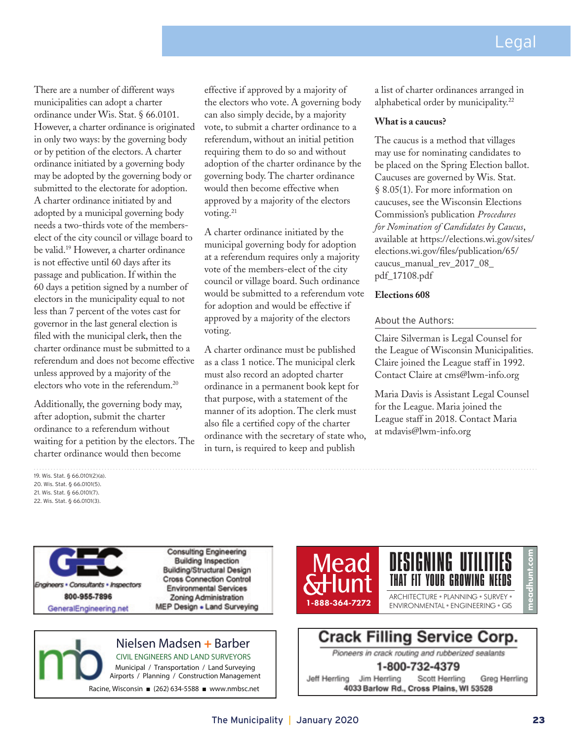There are a number of different ways municipalities can adopt a charter ordinance under Wis. Stat. § 66.0101. However, a charter ordinance is originated in only two ways: by the governing body or by petition of the electors. A charter ordinance initiated by a governing body may be adopted by the governing body or submitted to the electorate for adoption. A charter ordinance initiated by and adopted by a municipal governing body needs a two-thirds vote of the members-elect of the city council or village board to be valid.[19] However, a charter ordinance is not effective until 60 days after its passage and publication. If within the 60 days a petition signed by a number of electors in the municipality equal to not less than 7 percent of the votes cast for governor in the last general election is filed with the municipal clerk, then the charter ordinance must be submitted to a referendum and does not become effective unless approved by a majority of the electors who vote in the referendum.[20]

Additionally, the governing body may, after adoption, submit the charter ordinance to a referendum without waiting for a petition by the electors. The charter ordinance would then become effective if approved by a majority of the electors who vote. A governing body can also simply decide, by a majority vote, to submit a charter ordinance to a referendum, without an initial petition requiring them to do so and without adoption of the charter ordinance by the governing body. The charter ordinance would then become effective when approved by a majority of the electors voting.[21]

A charter ordinance initiated by the municipal governing body for adoption at a referendum requires only a majority vote of the members-elect of the city council or village board. Such ordinance would be submitted to a referendum vote for adoption and would be effective if approved by a majority of the electors voting.

A charter ordinance must be published as a class 1 notice. The municipal clerk must also record an adopted charter ordinance in a permanent book kept for that purpose, with a statement of the manner of its adoption. The clerk must also file a certified copy of the charter ordinance with the secretary of state who, in turn, is required to keep and publish a list of charter ordinances arranged in alphabetical order by municipality.[22]

**What is a caucus?**

The caucus is a method that villages may use for nominating candidates to be placed on the Spring Election ballot. Caucuses are governed by Wis. Stat. § 8.05(1). For more information on caucuses, see the Wisconsin Elections Commission's publication *Procedures for Nomination of Candidates by Caucus*, available at https://elections.wi.gov/sites/elections.wi.gov/files/publication/65/caucus_manual_rev_2017_08_pdf_17108.pdf

**Elections 608**

About the Authors:

Claire Silverman is Legal Counsel for the League of Wisconsin Municipalities. Claire joined the League staff in 1992. Contact Claire at cms@lwm-info.org

Maria Davis is Assistant Legal Counsel for the League. Maria joined the League staff in 2018. Contact Maria at mdavis@lwm-info.org

19. Wis. Stat. § 66.0101(2)(a).
20. Wis. Stat. § 66.0101(5).
21. Wis. Stat. § 66.0101(7).
22. Wis. Stat. § 66.0101(3).

GEC
Engineers • Consultants • Inspectors
800-955-7896
GeneralEngineering.net
Consulting Engineering
Building Inspection
Building/Structural Design
Cross Connection Control
Environmental Services
Zoning Administration
MEP Design • Land Surveying

Mead & Hunt
1-888-364-7272
DESIGNING UTILITIES THAT FIT YOUR GROWING NEEDS
ARCHITECTURE • PLANNING • SURVEY • ENVIRONMENTAL • ENGINEERING • GIS
meadhunt.com

Nielsen Madsen + Barber
CIVIL ENGINEERS AND LAND SURVEYORS
Municipal / Transportation / Land Surveying
Airports / Planning / Construction Management
Racine, Wisconsin ■ (262) 634-5588 ■ www.nmbsc.net

Crack Filling Service Corp.
Pioneers in crack routing and rubberized sealants
1-800-732-4379
Jeff Herrling Jim Herrling Scott Herrling Greg Herrling
4033 Barlow Rd., Cross Plains, WI 53528